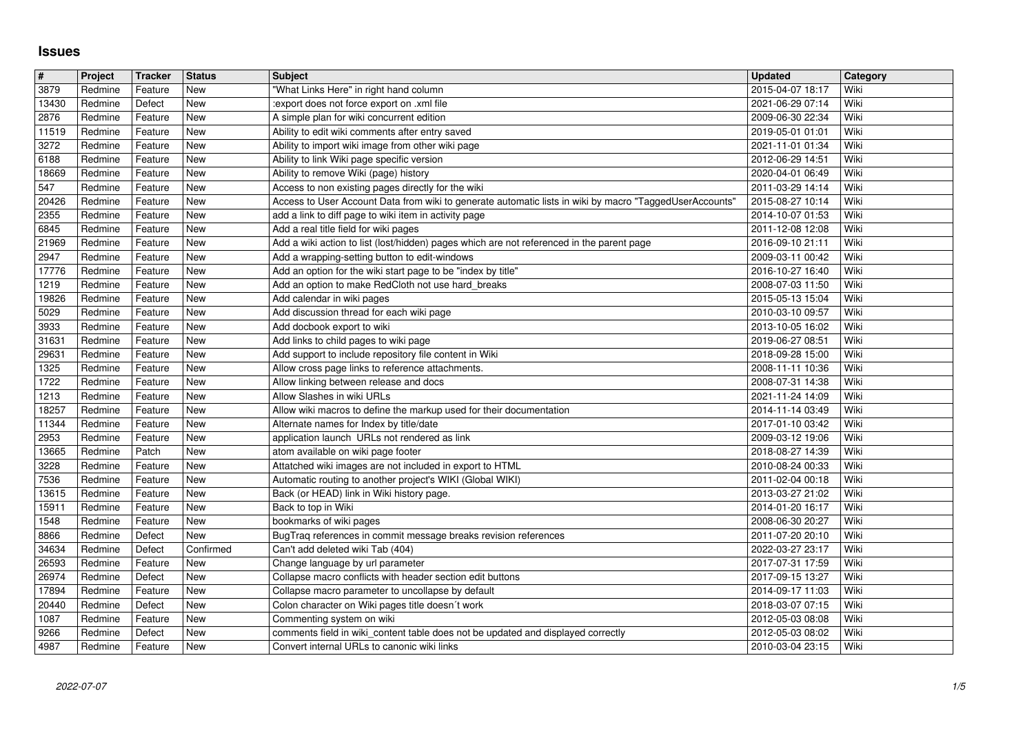# Issues

| # | Project | Tracker | Status | Subject | Updated | Category |
|---|---|---|---|---|---|---|
| 3879 | Redmine | Feature | New | "What Links Here" in right hand column | 2015-04-07 18:17 | Wiki |
| 13430 | Redmine | Defect | New | :export does not force export on .xml file | 2021-06-29 07:14 | Wiki |
| 2876 | Redmine | Feature | New | A simple plan for wiki concurrent edition | 2009-06-30 22:34 | Wiki |
| 11519 | Redmine | Feature | New | Ability to edit wiki comments after entry saved | 2019-05-01 01:01 | Wiki |
| 3272 | Redmine | Feature | New | Ability to import wiki image from other wiki page | 2021-11-01 01:34 | Wiki |
| 6188 | Redmine | Feature | New | Ability to link Wiki page specific version | 2012-06-29 14:51 | Wiki |
| 18669 | Redmine | Feature | New | Ability to remove Wiki (page) history | 2020-04-01 06:49 | Wiki |
| 547 | Redmine | Feature | New | Access to non existing pages directly for the wiki | 2011-03-29 14:14 | Wiki |
| 20426 | Redmine | Feature | New | Access to User Account Data from wiki to generate automatic lists in wiki by macro "TaggedUserAccounts" | 2015-08-27 10:14 | Wiki |
| 2355 | Redmine | Feature | New | add a link to diff page to wiki item in activity page | 2014-10-07 01:53 | Wiki |
| 6845 | Redmine | Feature | New | Add a real title field for wiki pages | 2011-12-08 12:08 | Wiki |
| 21969 | Redmine | Feature | New | Add a wiki action to list (lost/hidden) pages which are not referenced in the parent page | 2016-09-10 21:11 | Wiki |
| 2947 | Redmine | Feature | New | Add a wrapping-setting button to edit-windows | 2009-03-11 00:42 | Wiki |
| 17776 | Redmine | Feature | New | Add an option for the wiki start page to be "index by title" | 2016-10-27 16:40 | Wiki |
| 1219 | Redmine | Feature | New | Add an option to make RedCloth not use hard_breaks | 2008-07-03 11:50 | Wiki |
| 19826 | Redmine | Feature | New | Add calendar in wiki pages | 2015-05-13 15:04 | Wiki |
| 5029 | Redmine | Feature | New | Add discussion thread for each wiki page | 2010-03-10 09:57 | Wiki |
| 3933 | Redmine | Feature | New | Add docbook export to wiki | 2013-10-05 16:02 | Wiki |
| 31631 | Redmine | Feature | New | Add links to child pages to wiki page | 2019-06-27 08:51 | Wiki |
| 29631 | Redmine | Feature | New | Add support to include repository file content in Wiki | 2018-09-28 15:00 | Wiki |
| 1325 | Redmine | Feature | New | Allow cross page links to reference attachments. | 2008-11-11 10:36 | Wiki |
| 1722 | Redmine | Feature | New | Allow linking between release and docs | 2008-07-31 14:38 | Wiki |
| 1213 | Redmine | Feature | New | Allow Slashes in wiki URLs | 2021-11-24 14:09 | Wiki |
| 18257 | Redmine | Feature | New | Allow wiki macros to define the markup used for their documentation | 2014-11-14 03:49 | Wiki |
| 11344 | Redmine | Feature | New | Alternate names for Index by title/date | 2017-01-10 03:42 | Wiki |
| 2953 | Redmine | Feature | New | application launch URLs not rendered as link | 2009-03-12 19:06 | Wiki |
| 13665 | Redmine | Patch | New | atom available on wiki page footer | 2018-08-27 14:39 | Wiki |
| 3228 | Redmine | Feature | New | Attatched wiki images are not included in export to HTML | 2010-08-24 00:33 | Wiki |
| 7536 | Redmine | Feature | New | Automatic routing to another project's WIKI (Global WIKI) | 2011-02-04 00:18 | Wiki |
| 13615 | Redmine | Feature | New | Back (or HEAD) link in Wiki history page. | 2013-03-27 21:02 | Wiki |
| 15911 | Redmine | Feature | New | Back to top in Wiki | 2014-01-20 16:17 | Wiki |
| 1548 | Redmine | Feature | New | bookmarks of wiki pages | 2008-06-30 20:27 | Wiki |
| 8866 | Redmine | Defect | New | BugTraq references in commit message breaks revision references | 2011-07-20 20:10 | Wiki |
| 34634 | Redmine | Defect | Confirmed | Can't add deleted wiki Tab (404) | 2022-03-27 23:17 | Wiki |
| 26593 | Redmine | Feature | New | Change language by url parameter | 2017-07-31 17:59 | Wiki |
| 26974 | Redmine | Defect | New | Collapse macro conflicts with header section edit buttons | 2017-09-15 13:27 | Wiki |
| 17894 | Redmine | Feature | New | Collapse macro parameter to uncollapse by default | 2014-09-17 11:03 | Wiki |
| 20440 | Redmine | Defect | New | Colon character on Wiki pages title doesn´t work | 2018-03-07 07:15 | Wiki |
| 1087 | Redmine | Feature | New | Commenting system on wiki | 2012-05-03 08:08 | Wiki |
| 9266 | Redmine | Defect | New | comments field in wiki_content table does not be updated and displayed correctly | 2012-05-03 08:02 | Wiki |
| 4987 | Redmine | Feature | New | Convert internal URLs to canonic wiki links | 2010-03-04 23:15 | Wiki |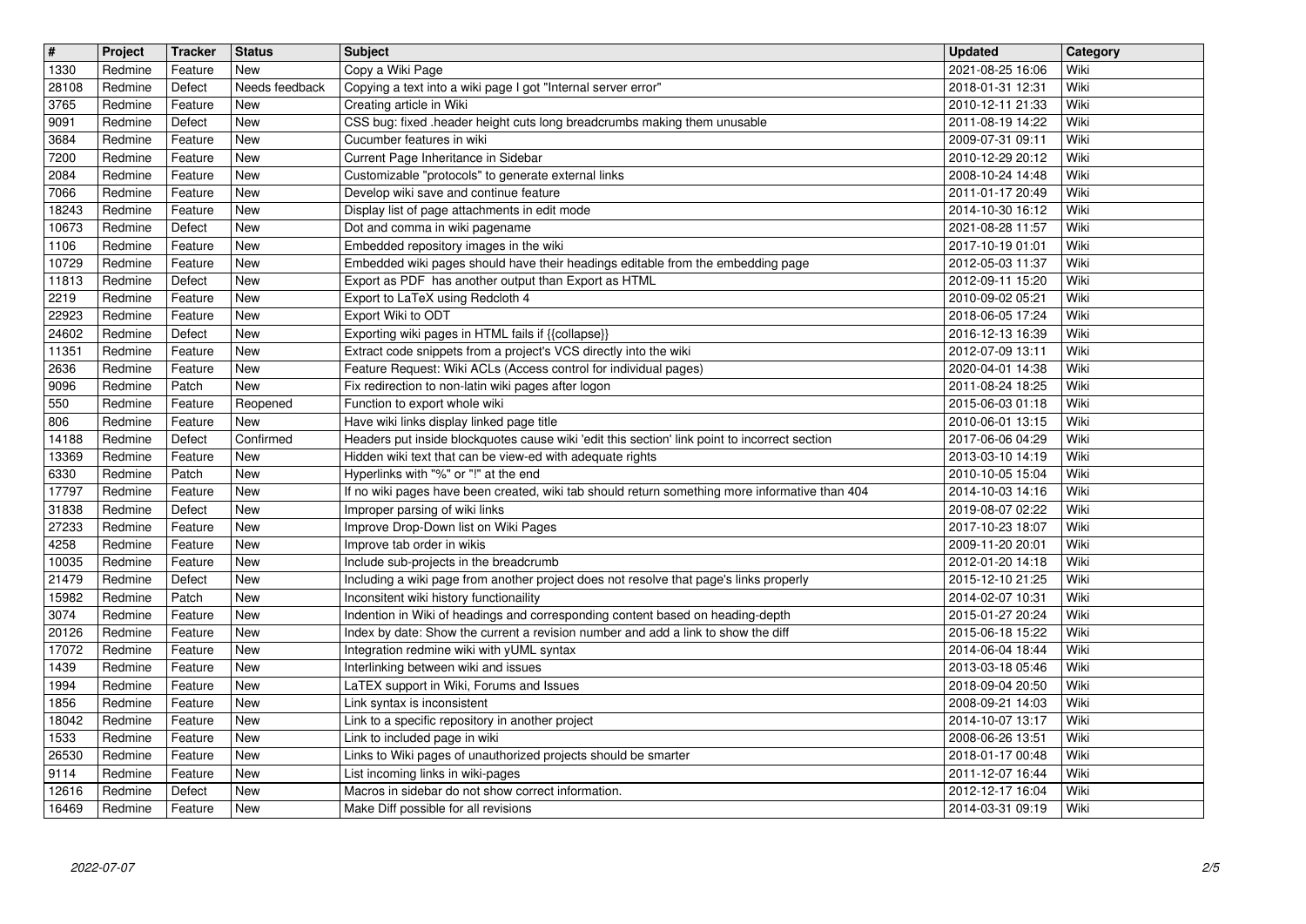| # | Project | Tracker | Status | Subject | Updated | Category |
| --- | --- | --- | --- | --- | --- | --- |
| 1330 | Redmine | Feature | New | Copy a Wiki Page | 2021-08-25 16:06 | Wiki |
| 28108 | Redmine | Defect | Needs feedback | Copying a text into a wiki page I got "Internal server error" | 2018-01-31 12:31 | Wiki |
| 3765 | Redmine | Feature | New | Creating article in Wiki | 2010-12-11 21:33 | Wiki |
| 9091 | Redmine | Defect | New | CSS bug: fixed .header height cuts long breadcrumbs making them unusable | 2011-08-19 14:22 | Wiki |
| 3684 | Redmine | Feature | New | Cucumber features in wiki | 2009-07-31 09:11 | Wiki |
| 7200 | Redmine | Feature | New | Current Page Inheritance in Sidebar | 2010-12-29 20:12 | Wiki |
| 2084 | Redmine | Feature | New | Customizable "protocols" to generate external links | 2008-10-24 14:48 | Wiki |
| 7066 | Redmine | Feature | New | Develop wiki save and continue feature | 2011-01-17 20:49 | Wiki |
| 18243 | Redmine | Feature | New | Display list of page attachments in edit mode | 2014-10-30 16:12 | Wiki |
| 10673 | Redmine | Defect | New | Dot and comma in wiki pagename | 2021-08-28 11:57 | Wiki |
| 1106 | Redmine | Feature | New | Embedded repository images in the wiki | 2017-10-19 01:01 | Wiki |
| 10729 | Redmine | Feature | New | Embedded wiki pages should have their headings editable from the embedding page | 2012-05-03 11:37 | Wiki |
| 11813 | Redmine | Defect | New | Export as PDF has another output than Export as HTML | 2012-09-11 15:20 | Wiki |
| 2219 | Redmine | Feature | New | Export to LaTeX using Redcloth 4 | 2010-09-02 05:21 | Wiki |
| 22923 | Redmine | Feature | New | Export Wiki to ODT | 2018-06-05 17:24 | Wiki |
| 24602 | Redmine | Defect | New | Exporting wiki pages in HTML fails if {{collapse}} | 2016-12-13 16:39 | Wiki |
| 11351 | Redmine | Feature | New | Extract code snippets from a project's VCS directly into the wiki | 2012-07-09 13:11 | Wiki |
| 2636 | Redmine | Feature | New | Feature Request: Wiki ACLs (Access control for individual pages) | 2020-04-01 14:38 | Wiki |
| 9096 | Redmine | Patch | New | Fix redirection to non-latin wiki pages after logon | 2011-08-24 18:25 | Wiki |
| 550 | Redmine | Feature | Reopened | Function to export whole wiki | 2015-06-03 01:18 | Wiki |
| 806 | Redmine | Feature | New | Have wiki links display linked page title | 2010-06-01 13:15 | Wiki |
| 14188 | Redmine | Defect | Confirmed | Headers put inside blockquotes cause wiki 'edit this section' link point to incorrect section | 2017-06-06 04:29 | Wiki |
| 13369 | Redmine | Feature | New | Hidden wiki text that can be view-ed with adequate rights | 2013-03-10 14:19 | Wiki |
| 6330 | Redmine | Patch | New | Hyperlinks with "%" or "!" at the end | 2010-10-05 15:04 | Wiki |
| 17797 | Redmine | Feature | New | If no wiki pages have been created, wiki tab should return something more informative than 404 | 2014-10-03 14:16 | Wiki |
| 31838 | Redmine | Defect | New | Improper parsing of wiki links | 2019-08-07 02:22 | Wiki |
| 27233 | Redmine | Feature | New | Improve Drop-Down list on Wiki Pages | 2017-10-23 18:07 | Wiki |
| 4258 | Redmine | Feature | New | Improve tab order in wikis | 2009-11-20 20:01 | Wiki |
| 10035 | Redmine | Feature | New | Include sub-projects in the breadcrumb | 2012-01-20 14:18 | Wiki |
| 21479 | Redmine | Defect | New | Including a wiki page from another project does not resolve that page's links properly | 2015-12-10 21:25 | Wiki |
| 15982 | Redmine | Patch | New | Inconsitent wiki history functionaility | 2014-02-07 10:31 | Wiki |
| 3074 | Redmine | Feature | New | Indention in Wiki of headings and corresponding content based on heading-depth | 2015-01-27 20:24 | Wiki |
| 20126 | Redmine | Feature | New | Index by date: Show the current a revision number and add a link to show the diff | 2015-06-18 15:22 | Wiki |
| 17072 | Redmine | Feature | New | Integration redmine wiki with yUML syntax | 2014-06-04 18:44 | Wiki |
| 1439 | Redmine | Feature | New | Interlinking between wiki and issues | 2013-03-18 05:46 | Wiki |
| 1994 | Redmine | Feature | New | LaTEX support in Wiki, Forums and Issues | 2018-09-04 20:50 | Wiki |
| 1856 | Redmine | Feature | New | Link syntax is inconsistent | 2008-09-21 14:03 | Wiki |
| 18042 | Redmine | Feature | New | Link to a specific repository in another project | 2014-10-07 13:17 | Wiki |
| 1533 | Redmine | Feature | New | Link to included page in wiki | 2008-06-26 13:51 | Wiki |
| 26530 | Redmine | Feature | New | Links to Wiki pages of unauthorized projects should be smarter | 2018-01-17 00:48 | Wiki |
| 9114 | Redmine | Feature | New | List incoming links in wiki-pages | 2011-12-07 16:44 | Wiki |
| 12616 | Redmine | Defect | New | Macros in sidebar do not show correct information. | 2012-12-17 16:04 | Wiki |
| 16469 | Redmine | Feature | New | Make Diff possible for all revisions | 2014-03-31 09:19 | Wiki |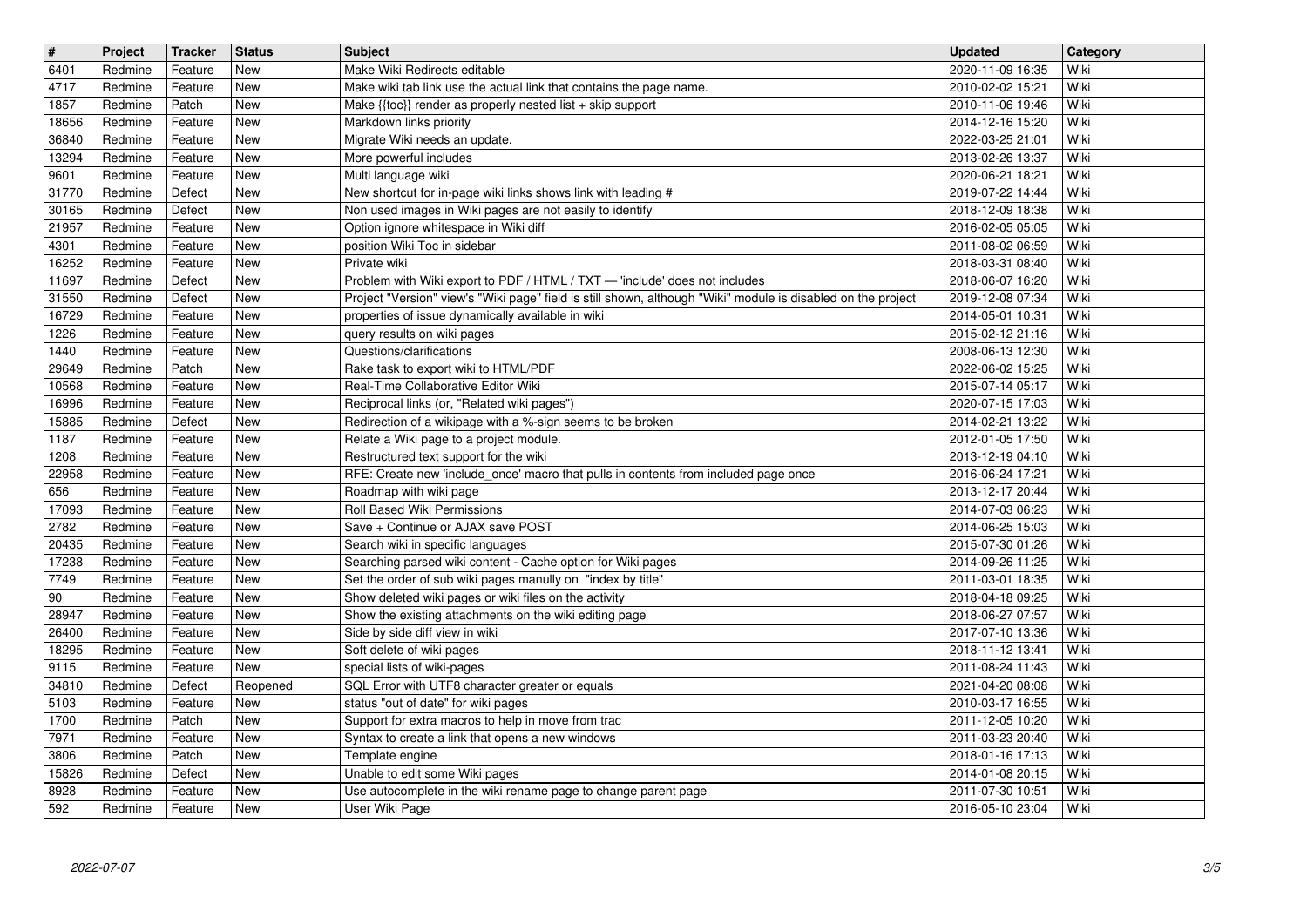| # | Project | Tracker | Status | Subject | Updated | Category |
|---|---|---|---|---|---|---|
| 6401 | Redmine | Feature | New | Make Wiki Redirects editable | 2020-11-09 16:35 | Wiki |
| 4717 | Redmine | Feature | New | Make wiki tab link use the actual link that contains the page name. | 2010-02-02 15:21 | Wiki |
| 1857 | Redmine | Patch | New | Make {{toc}} render as properly nested list + skip support | 2010-11-06 19:46 | Wiki |
| 18656 | Redmine | Feature | New | Markdown links priority | 2014-12-16 15:20 | Wiki |
| 36840 | Redmine | Feature | New | Migrate Wiki needs an update. | 2022-03-25 21:01 | Wiki |
| 13294 | Redmine | Feature | New | More powerful includes | 2013-02-26 13:37 | Wiki |
| 9601 | Redmine | Feature | New | Multi language wiki | 2020-06-21 18:21 | Wiki |
| 31770 | Redmine | Defect | New | New shortcut for in-page wiki links shows link with leading # | 2019-07-22 14:44 | Wiki |
| 30165 | Redmine | Defect | New | Non used images in Wiki pages are not easily to identify | 2018-12-09 18:38 | Wiki |
| 21957 | Redmine | Feature | New | Option ignore whitespace in Wiki diff | 2016-02-05 05:05 | Wiki |
| 4301 | Redmine | Feature | New | position Wiki Toc in sidebar | 2011-08-02 06:59 | Wiki |
| 16252 | Redmine | Feature | New | Private wiki | 2018-03-31 08:40 | Wiki |
| 11697 | Redmine | Defect | New | Problem with Wiki export to PDF / HTML / TXT — 'include' does not includes | 2018-06-07 16:20 | Wiki |
| 31550 | Redmine | Defect | New | Project "Version" view's "Wiki page" field is still shown, although "Wiki" module is disabled on the project | 2019-12-08 07:34 | Wiki |
| 16729 | Redmine | Feature | New | properties of issue dynamically available in wiki | 2014-05-01 10:31 | Wiki |
| 1226 | Redmine | Feature | New | query results on wiki pages | 2015-02-12 21:16 | Wiki |
| 1440 | Redmine | Feature | New | Questions/clarifications | 2008-06-13 12:30 | Wiki |
| 29649 | Redmine | Patch | New | Rake task to export wiki to HTML/PDF | 2022-06-02 15:25 | Wiki |
| 10568 | Redmine | Feature | New | Real-Time Collaborative Editor Wiki | 2015-07-14 05:17 | Wiki |
| 16996 | Redmine | Feature | New | Reciprocal links (or, "Related wiki pages") | 2020-07-15 17:03 | Wiki |
| 15885 | Redmine | Defect | New | Redirection of a wikipage with a %-sign seems to be broken | 2014-02-21 13:22 | Wiki |
| 1187 | Redmine | Feature | New | Relate a Wiki page to a project module. | 2012-01-05 17:50 | Wiki |
| 1208 | Redmine | Feature | New | Restructured text support for the wiki | 2013-12-19 04:10 | Wiki |
| 22958 | Redmine | Feature | New | RFE: Create new 'include_once' macro that pulls in contents from included page once | 2016-06-24 17:21 | Wiki |
| 656 | Redmine | Feature | New | Roadmap with wiki page | 2013-12-17 20:44 | Wiki |
| 17093 | Redmine | Feature | New | Roll Based Wiki Permissions | 2014-07-03 06:23 | Wiki |
| 2782 | Redmine | Feature | New | Save + Continue or AJAX save POST | 2014-06-25 15:03 | Wiki |
| 20435 | Redmine | Feature | New | Search wiki in specific languages | 2015-07-30 01:26 | Wiki |
| 17238 | Redmine | Feature | New | Searching parsed wiki content - Cache option for Wiki pages | 2014-09-26 11:25 | Wiki |
| 7749 | Redmine | Feature | New | Set the order of sub wiki pages manully on "index by title" | 2011-03-01 18:35 | Wiki |
| 90 | Redmine | Feature | New | Show deleted wiki pages or wiki files on the activity | 2018-04-18 09:25 | Wiki |
| 28947 | Redmine | Feature | New | Show the existing attachments on the wiki editing page | 2018-06-27 07:57 | Wiki |
| 26400 | Redmine | Feature | New | Side by side diff view in wiki | 2017-07-10 13:36 | Wiki |
| 18295 | Redmine | Feature | New | Soft delete of wiki pages | 2018-11-12 13:41 | Wiki |
| 9115 | Redmine | Feature | New | special lists of wiki-pages | 2011-08-24 11:43 | Wiki |
| 34810 | Redmine | Defect | Reopened | SQL Error with UTF8 character greater or equals | 2021-04-20 08:08 | Wiki |
| 5103 | Redmine | Feature | New | status "out of date" for wiki pages | 2010-03-17 16:55 | Wiki |
| 1700 | Redmine | Patch | New | Support for extra macros to help in move from trac | 2011-12-05 10:20 | Wiki |
| 7971 | Redmine | Feature | New | Syntax to create a link that opens a new windows | 2011-03-23 20:40 | Wiki |
| 3806 | Redmine | Patch | New | Template engine | 2018-01-16 17:13 | Wiki |
| 15826 | Redmine | Defect | New | Unable to edit some Wiki pages | 2014-01-08 20:15 | Wiki |
| 8928 | Redmine | Feature | New | Use autocomplete in the wiki rename page to change parent page | 2011-07-30 10:51 | Wiki |
| 592 | Redmine | Feature | New | User Wiki Page | 2016-05-10 23:04 | Wiki |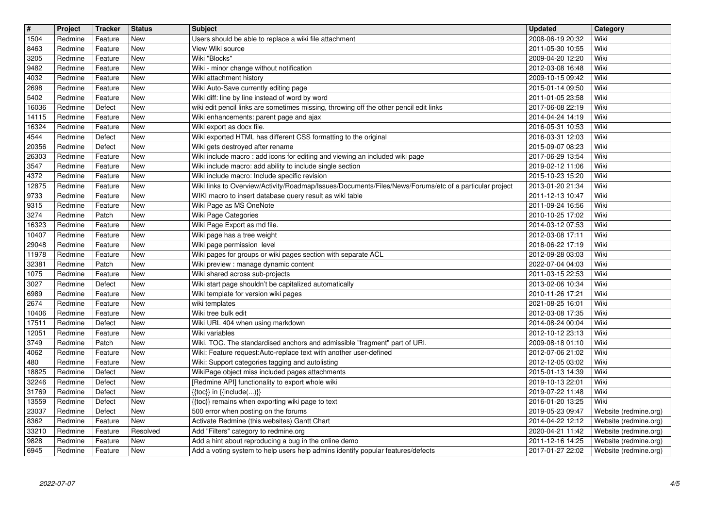| # | Project | Tracker | Status | Subject | Updated | Category |
| --- | --- | --- | --- | --- | --- | --- |
| 1504 | Redmine | Feature | New | Users should be able to replace a wiki file attachment | 2008-06-19 20:32 | Wiki |
| 8463 | Redmine | Feature | New | View Wiki source | 2011-05-30 10:55 | Wiki |
| 3205 | Redmine | Feature | New | Wiki "Blocks" | 2009-04-20 12:20 | Wiki |
| 9482 | Redmine | Feature | New | Wiki - minor change without notification | 2012-03-08 16:48 | Wiki |
| 4032 | Redmine | Feature | New | Wiki attachment history | 2009-10-15 09:42 | Wiki |
| 2698 | Redmine | Feature | New | Wiki Auto-Save currently editing page | 2015-01-14 09:50 | Wiki |
| 5402 | Redmine | Feature | New | Wiki diff: line by line instead of word by word | 2011-01-05 23:58 | Wiki |
| 16036 | Redmine | Defect | New | wiki edit pencil links are sometimes missing, throwing off the other pencil edit links | 2017-06-08 22:19 | Wiki |
| 14115 | Redmine | Feature | New | Wiki enhancements: parent page and ajax | 2014-04-24 14:19 | Wiki |
| 16324 | Redmine | Feature | New | Wiki export as docx file. | 2016-05-31 10:53 | Wiki |
| 4544 | Redmine | Defect | New | Wiki exported HTML has different CSS formatting to the original | 2016-03-31 12:03 | Wiki |
| 20356 | Redmine | Defect | New | Wiki gets destroyed after rename | 2015-09-07 08:23 | Wiki |
| 26303 | Redmine | Feature | New | Wiki include macro : add icons for editing and viewing an included wiki page | 2017-06-29 13:54 | Wiki |
| 3547 | Redmine | Feature | New | Wiki include macro: add ability to include single section | 2019-02-12 11:06 | Wiki |
| 4372 | Redmine | Feature | New | Wiki include macro: Include specific revision | 2015-10-23 15:20 | Wiki |
| 12875 | Redmine | Feature | New | Wiki links to Overview/Activity/Roadmap/Issues/Documents/Files/News/Forums/etc of a particular project | 2013-01-20 21:34 | Wiki |
| 9733 | Redmine | Feature | New | WIKI macro to insert database query result as wiki table | 2011-12-13 10:47 | Wiki |
| 9315 | Redmine | Feature | New | Wiki Page as MS OneNote | 2011-09-24 16:56 | Wiki |
| 3274 | Redmine | Patch | New | Wiki Page Categories | 2010-10-25 17:02 | Wiki |
| 16323 | Redmine | Feature | New | Wiki Page Export as md file. | 2014-03-12 07:53 | Wiki |
| 10407 | Redmine | Feature | New | Wiki page has a tree weight | 2012-03-08 17:11 | Wiki |
| 29048 | Redmine | Feature | New | Wiki page permission level | 2018-06-22 17:19 | Wiki |
| 11978 | Redmine | Feature | New | Wiki pages for groups or wiki pages section with separate ACL | 2012-09-28 03:03 | Wiki |
| 32381 | Redmine | Patch | New | Wiki preview : manage dynamic content | 2022-07-04 04:03 | Wiki |
| 1075 | Redmine | Feature | New | Wiki shared across sub-projects | 2011-03-15 22:53 | Wiki |
| 3027 | Redmine | Defect | New | Wiki start page shouldn't be capitalized automatically | 2013-02-06 10:34 | Wiki |
| 6989 | Redmine | Feature | New | Wiki template for version wiki pages | 2010-11-26 17:21 | Wiki |
| 2674 | Redmine | Feature | New | wiki templates | 2021-08-25 16:01 | Wiki |
| 10406 | Redmine | Feature | New | Wiki tree bulk edit | 2012-03-08 17:35 | Wiki |
| 17511 | Redmine | Defect | New | Wiki URL 404 when using markdown | 2014-08-24 00:04 | Wiki |
| 12051 | Redmine | Feature | New | Wiki variables | 2012-10-12 23:13 | Wiki |
| 3749 | Redmine | Patch | New | Wiki. TOC. The standardised anchors and admissible "fragment" part of URI. | 2009-08-18 01:10 | Wiki |
| 4062 | Redmine | Feature | New | Wiki: Feature request:Auto-replace text with another user-defined | 2012-07-06 21:02 | Wiki |
| 480 | Redmine | Feature | New | Wiki: Support categories tagging and autolisting | 2012-12-05 03:02 | Wiki |
| 18825 | Redmine | Defect | New | WikiPage object miss included pages attachments | 2015-01-13 14:39 | Wiki |
| 32246 | Redmine | Defect | New | [Redmine API] functionality to export whole wiki | 2019-10-13 22:01 | Wiki |
| 31769 | Redmine | Defect | New | {{toc}} in {{include(...)}} | 2019-07-22 11:48 | Wiki |
| 13559 | Redmine | Defect | New | {{toc}} remains when exporting wiki page to text | 2016-01-20 13:25 | Wiki |
| 23037 | Redmine | Defect | New | 500 error when posting on the forums | 2019-05-23 09:47 | Website (redmine.org) |
| 8362 | Redmine | Feature | New | Activate Redmine (this websites) Gantt Chart | 2014-04-22 12:12 | Website (redmine.org) |
| 33210 | Redmine | Feature | Resolved | Add "Filters" category to redmine.org | 2020-04-21 11:42 | Website (redmine.org) |
| 9828 | Redmine | Feature | New | Add a hint about reproducing a bug in the online demo | 2011-12-16 14:25 | Website (redmine.org) |
| 6945 | Redmine | Feature | New | Add a voting system to help users help admins identify popular features/defects | 2017-01-27 22:02 | Website (redmine.org) |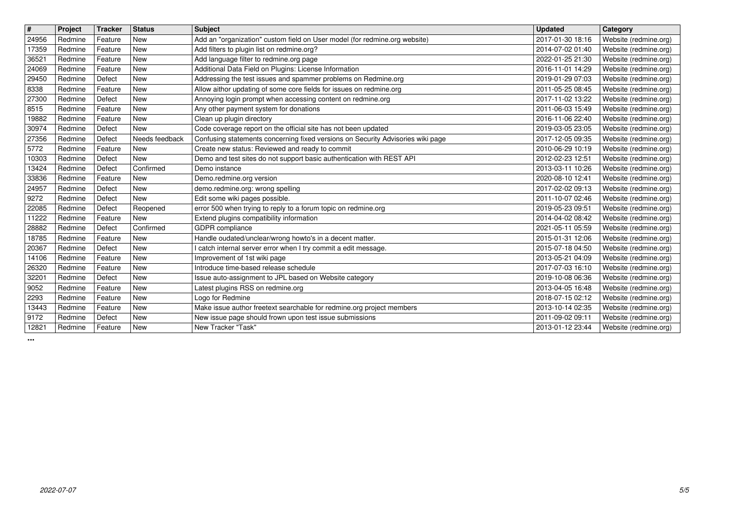| # | Project | Tracker | Status | Subject | Updated | Category |
|---|---|---|---|---|---|---|
| 24956 | Redmine | Feature | New | Add an "organization" custom field on User model (for redmine.org website) | 2017-01-30 18:16 | Website (redmine.org) |
| 17359 | Redmine | Feature | New | Add filters to plugin list on redmine.org? | 2014-07-02 01:40 | Website (redmine.org) |
| 36521 | Redmine | Feature | New | Add language filter to redmine.org page | 2022-01-25 21:30 | Website (redmine.org) |
| 24069 | Redmine | Feature | New | Additional Data Field on Plugins: License Information | 2016-11-01 14:29 | Website (redmine.org) |
| 29450 | Redmine | Defect | New | Addressing the test issues and spammer problems on Redmine.org | 2019-01-29 07:03 | Website (redmine.org) |
| 8338 | Redmine | Feature | New | Allow aithor updating of some core fields for issues on redmine.org | 2011-05-25 08:45 | Website (redmine.org) |
| 27300 | Redmine | Defect | New | Annoying login prompt when accessing content on redmine.org | 2017-11-02 13:22 | Website (redmine.org) |
| 8515 | Redmine | Feature | New | Any other payment system for donations | 2011-06-03 15:49 | Website (redmine.org) |
| 19882 | Redmine | Feature | New | Clean up plugin directory | 2016-11-06 22:40 | Website (redmine.org) |
| 30974 | Redmine | Defect | New | Code coverage report on the official site has not been updated | 2019-03-05 23:05 | Website (redmine.org) |
| 27356 | Redmine | Defect | Needs feedback | Confusing statements concerning fixed versions on Security Advisories wiki page | 2017-12-05 09:35 | Website (redmine.org) |
| 5772 | Redmine | Feature | New | Create new status: Reviewed and ready to commit | 2010-06-29 10:19 | Website (redmine.org) |
| 10303 | Redmine | Defect | New | Demo and test sites do not support basic authentication with REST API | 2012-02-23 12:51 | Website (redmine.org) |
| 13424 | Redmine | Defect | Confirmed | Demo instance | 2013-03-11 10:26 | Website (redmine.org) |
| 33836 | Redmine | Feature | New | Demo.redmine.org version | 2020-08-10 12:41 | Website (redmine.org) |
| 24957 | Redmine | Defect | New | demo.redmine.org: wrong spelling | 2017-02-02 09:13 | Website (redmine.org) |
| 9272 | Redmine | Defect | New | Edit some wiki pages possible. | 2011-10-07 02:46 | Website (redmine.org) |
| 22085 | Redmine | Defect | Reopened | error 500 when trying to reply to a forum topic on redmine.org | 2019-05-23 09:51 | Website (redmine.org) |
| 11222 | Redmine | Feature | New | Extend plugins compatibility information | 2014-04-02 08:42 | Website (redmine.org) |
| 28882 | Redmine | Defect | Confirmed | GDPR compliance | 2021-05-11 05:59 | Website (redmine.org) |
| 18785 | Redmine | Feature | New | Handle oudated/unclear/wrong howto's in a decent matter. | 2015-01-31 12:06 | Website (redmine.org) |
| 20367 | Redmine | Defect | New | I catch internal server error when I try commit a edit message. | 2015-07-18 04:50 | Website (redmine.org) |
| 14106 | Redmine | Feature | New | Improvement of 1st wiki page | 2013-05-21 04:09 | Website (redmine.org) |
| 26320 | Redmine | Feature | New | Introduce time-based release schedule | 2017-07-03 16:10 | Website (redmine.org) |
| 32201 | Redmine | Defect | New | Issue auto-assignment to JPL based on Website category | 2019-10-08 06:36 | Website (redmine.org) |
| 9052 | Redmine | Feature | New | Latest plugins RSS on redmine.org | 2013-04-05 16:48 | Website (redmine.org) |
| 2293 | Redmine | Feature | New | Logo for Redmine | 2018-07-15 02:12 | Website (redmine.org) |
| 13443 | Redmine | Feature | New | Make issue author freetext searchable for redmine.org project members | 2013-10-14 02:35 | Website (redmine.org) |
| 9172 | Redmine | Defect | New | New issue page should frown upon test issue submissions | 2011-09-02 09:11 | Website (redmine.org) |
| 12821 | Redmine | Feature | New | New Tracker "Task" | 2013-01-12 23:44 | Website (redmine.org) |

...